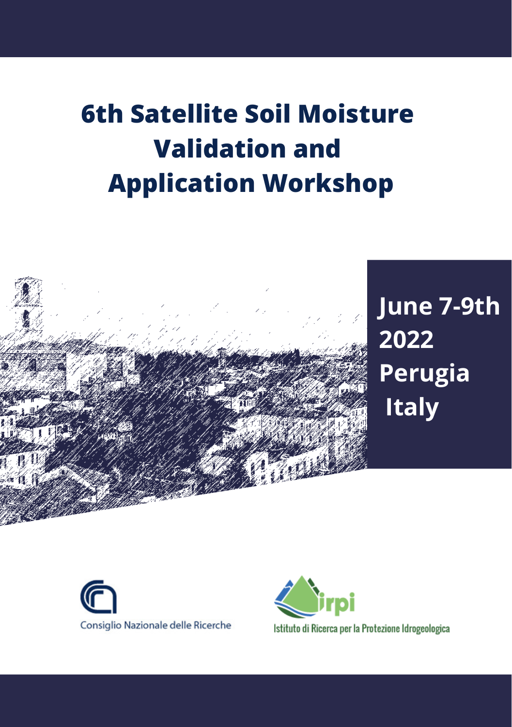# 6th Satellite Soil Moisture Validation and Application Workshop

**June 7-9th 2022**
**Perugia Italy**

Consiglio Nazionale delle Ricerche

irpi
Istituto di Ricerca per la Protezione Idrogeologica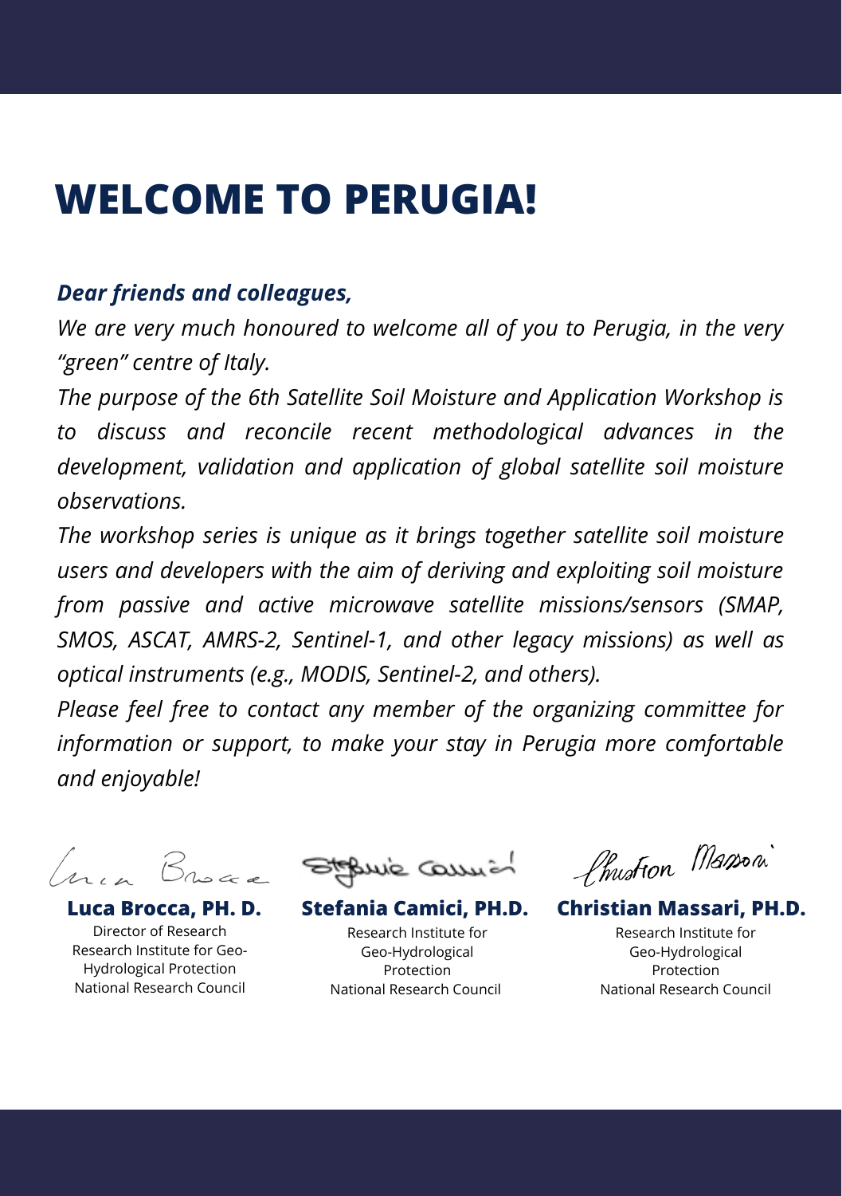# WELCOME TO PERUGIA!

***Dear friends and colleagues,***

*We are very much honoured to welcome all of you to Perugia, in the very "green" centre of Italy.*

*The purpose of the 6th Satellite Soil Moisture and Application Workshop is to discuss and reconcile recent methodological advances in the development, validation and application of global satellite soil moisture observations.*

*The workshop series is unique as it brings together satellite soil moisture users and developers with the aim of deriving and exploiting soil moisture from passive and active microwave satellite missions/sensors (SMAP, SMOS, ASCAT, AMRS-2, Sentinel-1, and other legacy missions) as well as optical instruments (e.g., MODIS, Sentinel-2, and others).*

*Please feel free to contact any member of the organizing committee for information or support, to make your stay in Perugia more comfortable and enjoyable!*

**Luca Brocca, PH. D.**
Director of Research
Research Institute for Geo-Hydrological Protection
National Research Council

**Stefania Camici, PH.D.**
Research Institute for Geo-Hydrological Protection
National Research Council

**Christian Massari, PH.D.**
Research Institute for Geo-Hydrological Protection
National Research Council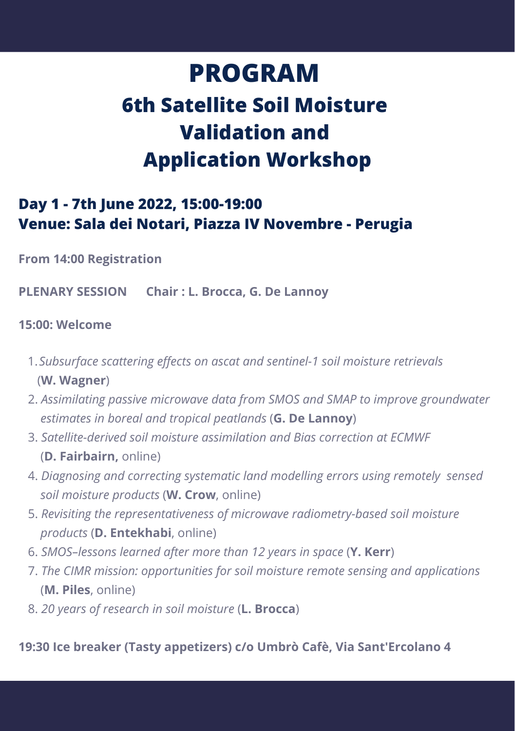# PROGRAM

## 6th Satellite Soil Moisture Validation and Application Workshop

### Day 1 - 7th June 2022, 15:00-19:00
### Venue: Sala dei Notari, Piazza IV Novembre - Perugia

**From 14:00 Registration**

**PLENARY SESSION Chair : L. Brocca, G. De Lannoy**

**15:00: Welcome**

1. *Subsurface scattering effects on ascat and sentinel-1 soil moisture retrievals* (**W. Wagner**)
2. *Assimilating passive microwave data from SMOS and SMAP to improve groundwater estimates in boreal and tropical peatlands* (**G. De Lannoy**)
3. *Satellite-derived soil moisture assimilation and Bias correction at ECMWF* (**D. Fairbairn,** online)
4. *Diagnosing and correcting systematic land modelling errors using remotely sensed soil moisture products* (**W. Crow**, online)
5. *Revisiting the representativeness of microwave radiometry-based soil moisture products* (**D. Entekhabi**, online)
6. *SMOS–lessons learned after more than 12 years in space* (**Y. Kerr**)
7. *The CIMR mission: opportunities for soil moisture remote sensing and applications* (**M. Piles**, online)
8. *20 years of research in soil moisture* (**L. Brocca**)

**19:30 Ice breaker (Tasty appetizers) c/o Umbrò Cafè, Via Sant'Ercolano 4**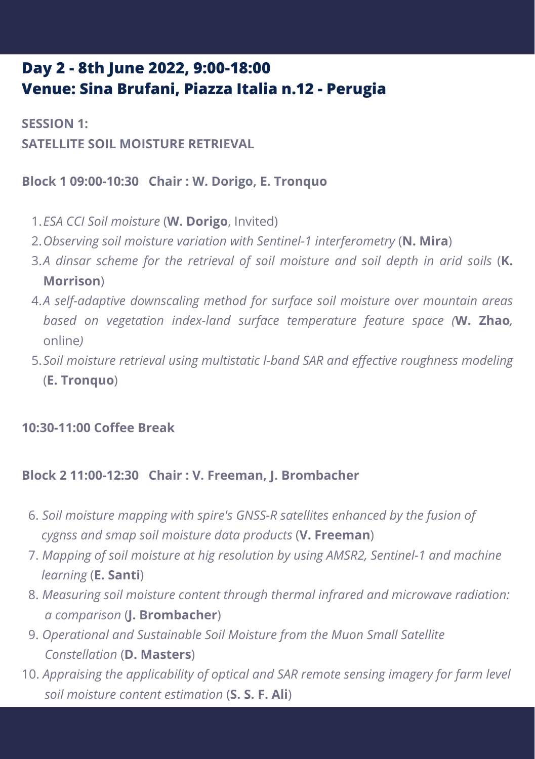## Day 2 - 8th June 2022, 9:00-18:00
## Venue: Sina Brufani, Piazza Italia n.12 - Perugia

**SESSION 1:**
**SATELLITE SOIL MOISTURE RETRIEVAL**

**Block 1 09:00-10:30 Chair : W. Dorigo, E. Tronquo**

1. *ESA CCI Soil moisture* (**W. Dorigo**, Invited)
2. *Observing soil moisture variation with Sentinel-1 interferometry* (**N. Mira**)
3. *A dinsar scheme for the retrieval of soil moisture and soil depth in arid soils* (**K. Morrison**)
4. *A self-adaptive downscaling method for surface soil moisture over mountain areas based on vegetation index-land surface temperature feature space (***W. Zhao***,* online*)*
5. *Soil moisture retrieval using multistatic l-band SAR and effective roughness modeling* (**E. Tronquo**)

**10:30-11:00 Coffee Break**

**Block 2 11:00-12:30 Chair : V. Freeman, J. Brombacher**

6. *Soil moisture mapping with spire's GNSS-R satellites enhanced by the fusion of cygnss and smap soil moisture data products* (**V. Freeman**)
7. *Mapping of soil moisture at hig resolution by using AMSR2, Sentinel-1 and machine learning* (**E. Santi**)
8. *Measuring soil moisture content through thermal infrared and microwave radiation: a comparison* (**J. Brombacher**)
9. *Operational and Sustainable Soil Moisture from the Muon Small Satellite Constellation* (**D. Masters**)
10. *Appraising the applicability of optical and SAR remote sensing imagery for farm level soil moisture content estimation* (**S. S. F. Ali**)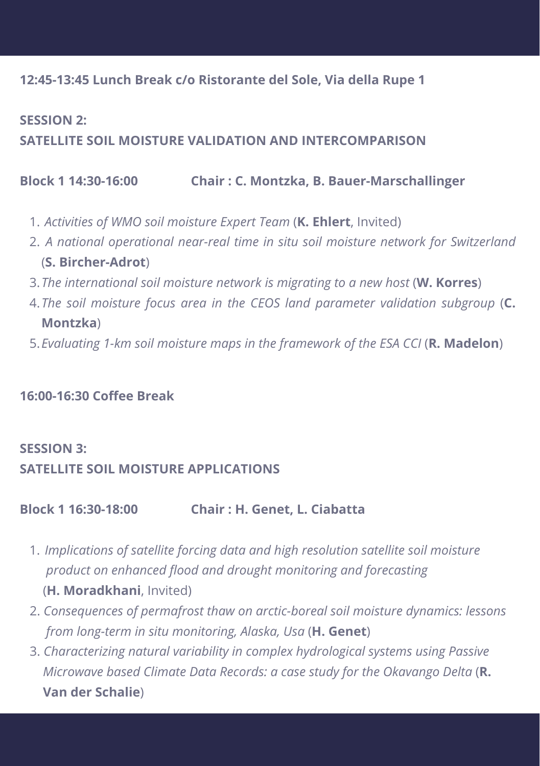**12:45-13:45 Lunch Break c/o Ristorante del Sole, Via della Rupe 1**

## SESSION 2:
## SATELLITE SOIL MOISTURE VALIDATION AND INTERCOMPARISON

**Block 1 14:30-16:00 Chair : C. Montzka, B. Bauer-Marschallinger**

1. *Activities of WMO soil moisture Expert Team* (**K. Ehlert**, Invited)
2. *A national operational near-real time in situ soil moisture network for Switzerland* (**S. Bircher-Adrot**)
3. *The international soil moisture network is migrating to a new host* (**W. Korres**)
4. *The soil moisture focus area in the CEOS land parameter validation subgroup* (**C. Montzka**)
5. *Evaluating 1-km soil moisture maps in the framework of the ESA CCI* (**R. Madelon**)

**16:00-16:30 Coffee Break**

## SESSION 3:
## SATELLITE SOIL MOISTURE APPLICATIONS

**Block 1 16:30-18:00 Chair : H. Genet, L. Ciabatta**

1. *Implications of satellite forcing data and high resolution satellite soil moisture product on enhanced flood and drought monitoring and forecasting* (**H. Moradkhani**, Invited)
2. *Consequences of permafrost thaw on arctic-boreal soil moisture dynamics: lessons from long-term in situ monitoring, Alaska, Usa* (**H. Genet**)
3. *Characterizing natural variability in complex hydrological systems using Passive Microwave based Climate Data Records: a case study for the Okavango Delta* (**R. Van der Schalie**)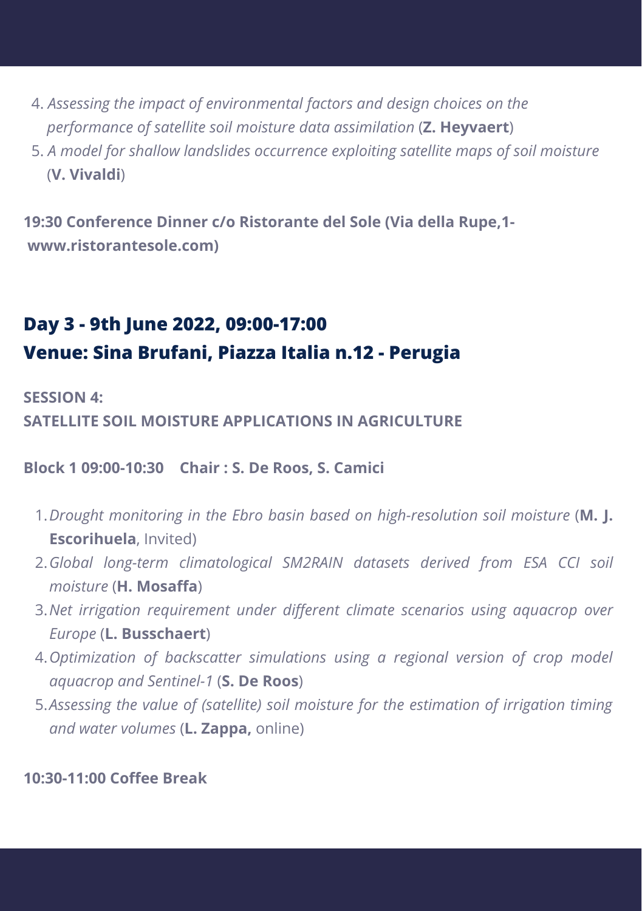4. *Assessing the impact of environmental factors and design choices on the performance of satellite soil moisture data assimilation* (**Z. Heyvaert**)
5. *A model for shallow landslides occurrence exploiting satellite maps of soil moisture* (**V. Vivaldi**)

**19:30 Conference Dinner c/o Ristorante del Sole (Via della Rupe,1- www.ristorantesole.com)**

## Day 3 - 9th June 2022, 09:00-17:00
## Venue: Sina Brufani, Piazza Italia n.12 - Perugia

**SESSION 4:**
**SATELLITE SOIL MOISTURE APPLICATIONS IN AGRICULTURE**

**Block 1 09:00-10:30 Chair : S. De Roos, S. Camici**

1. *Drought monitoring in the Ebro basin based on high-resolution soil moisture* (**M. J. Escorihuela**, Invited)
2. *Global long-term climatological SM2RAIN datasets derived from ESA CCI soil moisture* (**H. Mosaffa**)
3. *Net irrigation requirement under different climate scenarios using aquacrop over Europe* (**L. Busschaert**)
4. *Optimization of backscatter simulations using a regional version of crop model aquacrop and Sentinel-1* (**S. De Roos**)
5. *Assessing the value of (satellite) soil moisture for the estimation of irrigation timing and water volumes* (**L. Zappa,** online)

**10:30-11:00 Coffee Break**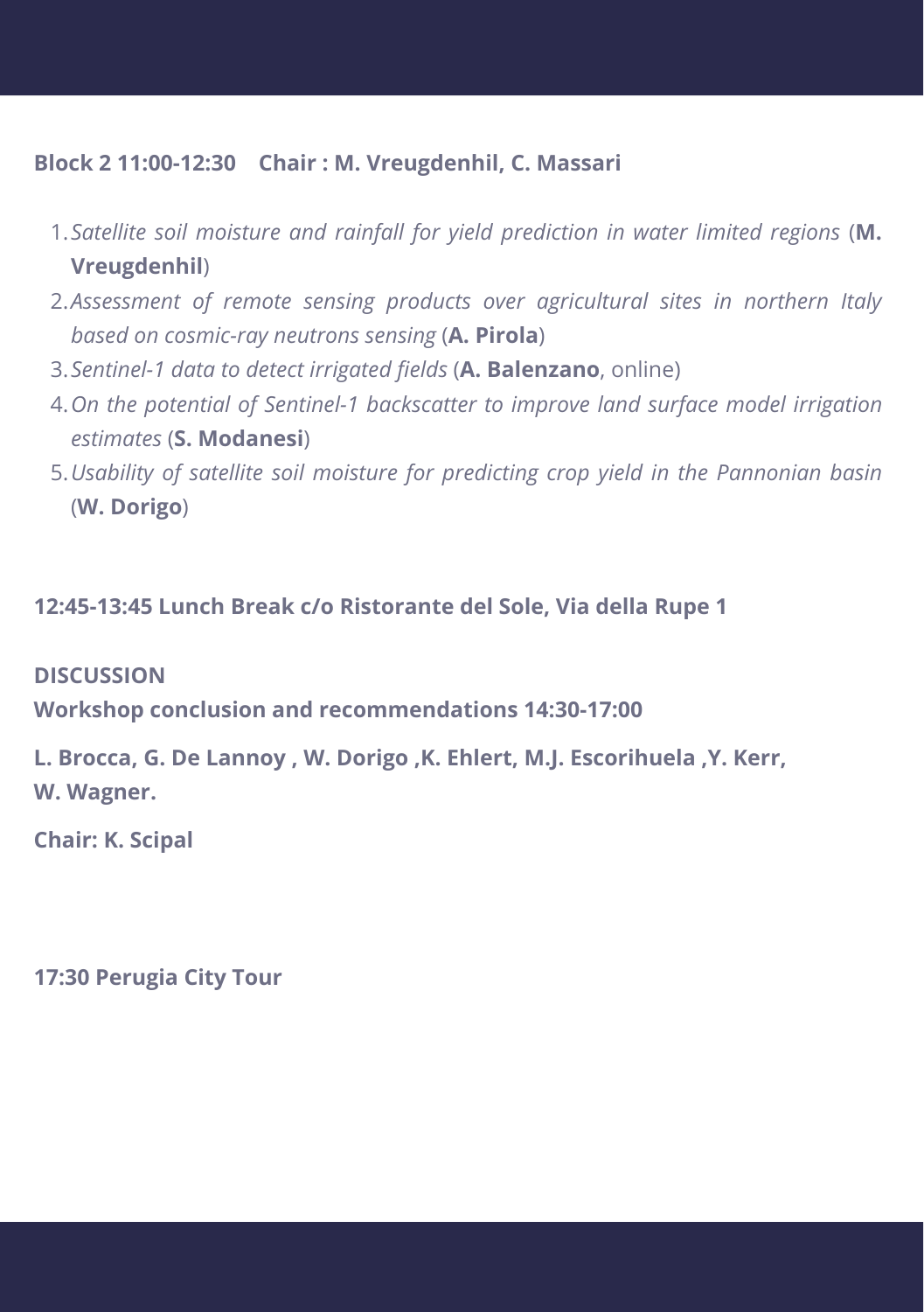**Block 2 11:00-12:30    Chair : M. Vreugdenhil, C. Massari**

1. *Satellite soil moisture and rainfall for yield prediction in water limited regions* (**M. Vreugdenhil**)
2. *Assessment of remote sensing products over agricultural sites in northern Italy based on cosmic-ray neutrons sensing* (**A. Pirola**)
3. *Sentinel-1 data to detect irrigated fields* (**A. Balenzano**, online)
4. *On the potential of Sentinel-1 backscatter to improve land surface model irrigation estimates* (**S. Modanesi**)
5. *Usability of satellite soil moisture for predicting crop yield in the Pannonian basin* (**W. Dorigo**)

**12:45-13:45 Lunch Break c/o Ristorante del Sole, Via della Rupe 1**

**DISCUSSION**

**Workshop conclusion and recommendations 14:30-17:00**

**L. Brocca, G. De Lannoy , W. Dorigo ,K. Ehlert, M.J. Escorihuela ,Y. Kerr, W. Wagner.**

**Chair: K. Scipal**

**17:30 Perugia City Tour**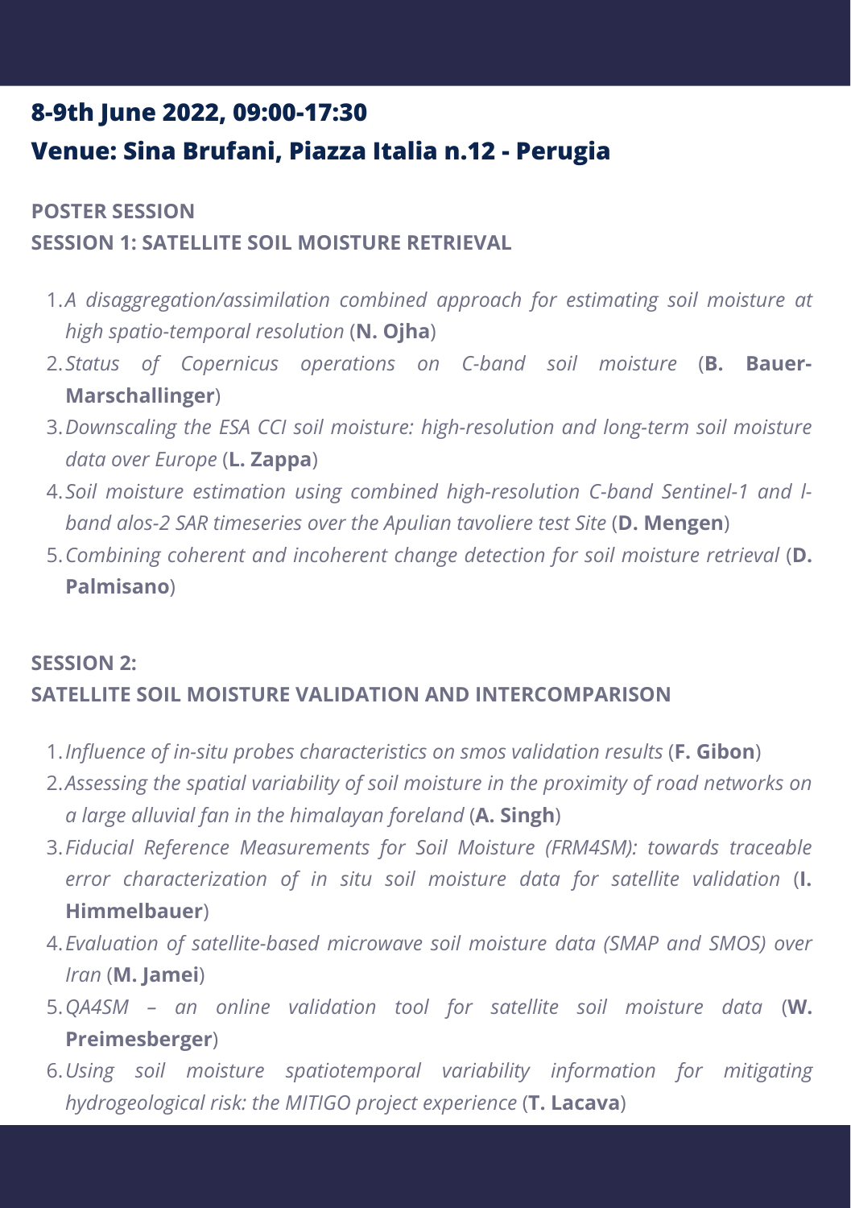## 8-9th June 2022, 09:00-17:30

## Venue: Sina Brufani, Piazza Italia n.12 - Perugia

**POSTER SESSION**

**SESSION 1: SATELLITE SOIL MOISTURE RETRIEVAL**

1. *A disaggregation/assimilation combined approach for estimating soil moisture at high spatio-temporal resolution* (**N. Ojha**)
2. *Status of Copernicus operations on C-band soil moisture* (**B. Bauer-Marschallinger**)
3. *Downscaling the ESA CCI soil moisture: high-resolution and long-term soil moisture data over Europe* (**L. Zappa**)
4. *Soil moisture estimation using combined high-resolution C-band Sentinel-1 and l-band alos-2 SAR timeseries over the Apulian tavoliere test Site* (**D. Mengen**)
5. *Combining coherent and incoherent change detection for soil moisture retrieval* (**D. Palmisano**)

**SESSION 2:**

**SATELLITE SOIL MOISTURE VALIDATION AND INTERCOMPARISON**

1. *Influence of in-situ probes characteristics on smos validation results* (**F. Gibon**)
2. *Assessing the spatial variability of soil moisture in the proximity of road networks on a large alluvial fan in the himalayan foreland* (**A. Singh**)
3. *Fiducial Reference Measurements for Soil Moisture (FRM4SM): towards traceable error characterization of in situ soil moisture data for satellite validation* (**I. Himmelbauer**)
4. *Evaluation of satellite-based microwave soil moisture data (SMAP and SMOS) over Iran* (**M. Jamei**)
5. *QA4SM – an online validation tool for satellite soil moisture data* (**W. Preimesberger**)
6. *Using soil moisture spatiotemporal variability information for mitigating hydrogeological risk: the MITIGO project experience* (**T. Lacava**)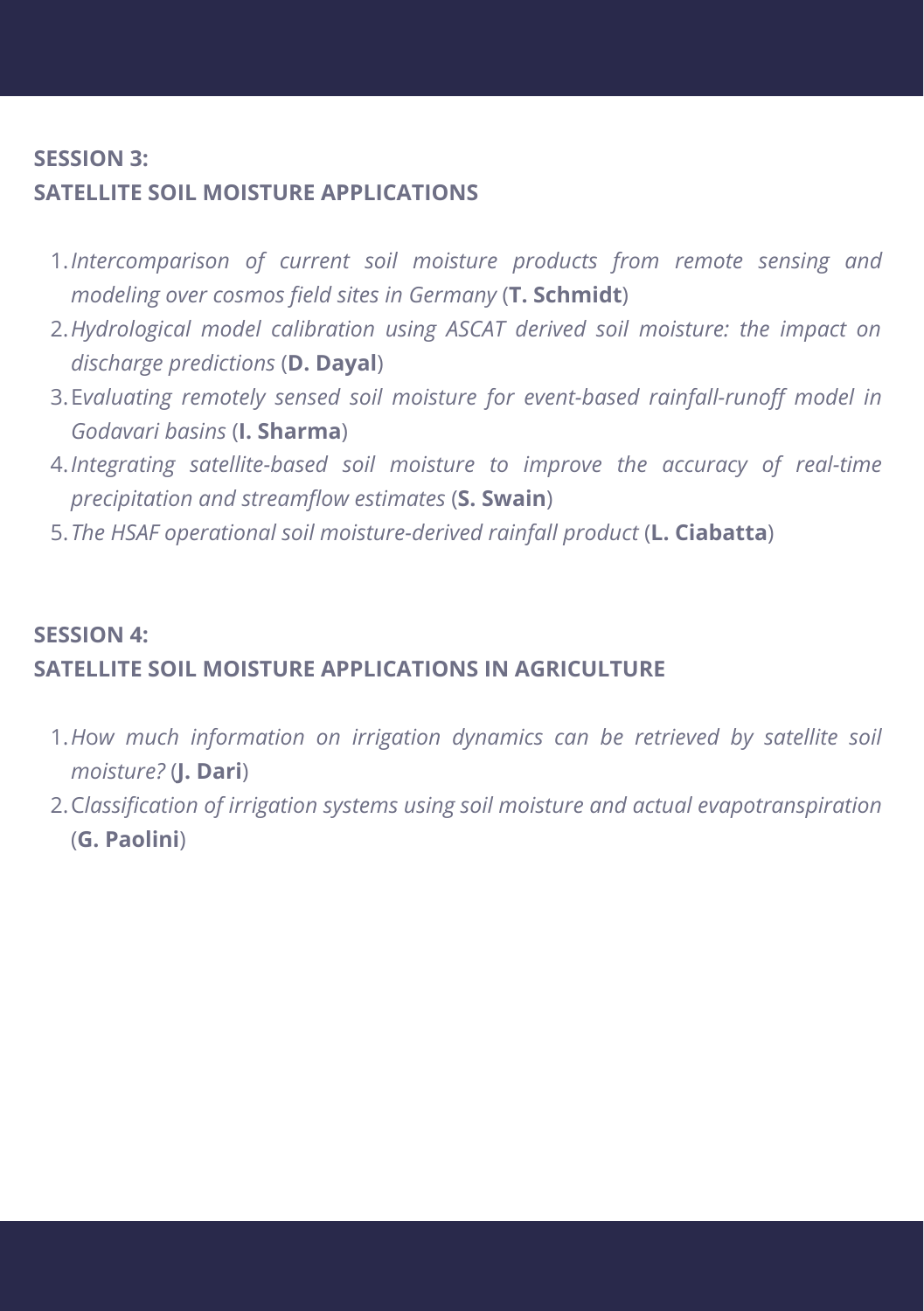## SESSION 3:
## SATELLITE SOIL MOISTURE APPLICATIONS

1. *Intercomparison of current soil moisture products from remote sensing and modeling over cosmos field sites in Germany* (**T. Schmidt**)
2. *Hydrological model calibration using ASCAT derived soil moisture: the impact on discharge predictions* (**D. Dayal**)
3. E*valuating remotely sensed soil moisture for event-based rainfall-runoff model in Godavari basins* (**I. Sharma**)
4. *Integrating satellite-based soil moisture to improve the accuracy of real-time precipitation and streamflow estimates* (**S. Swain**)
5. *The HSAF operational soil moisture-derived rainfall product* (**L. Ciabatta**)

## SESSION 4:
## SATELLITE SOIL MOISTURE APPLICATIONS IN AGRICULTURE

1. H*ow much information on irrigation dynamics can be retrieved by satellite soil moisture?* (**J. Dari**)
2. C*lassification of irrigation systems using soil moisture and actual evapotranspiration* (**G. Paolini**)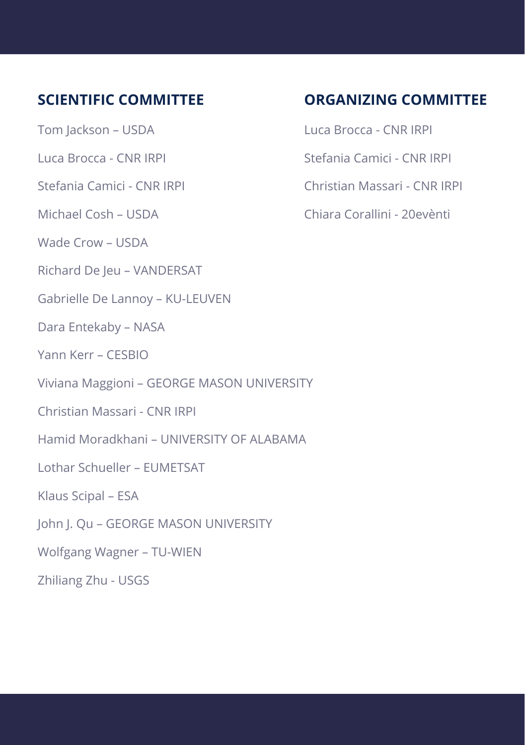## SCIENTIFIC COMMITTEE

Tom Jackson – USDA

Luca Brocca - CNR IRPI

Stefania Camici - CNR IRPI

Michael Cosh – USDA

Wade Crow – USDA

Richard De Jeu – VANDERSAT

Gabrielle De Lannoy – KU-LEUVEN

Dara Entekaby – NASA

Yann Kerr – CESBIO

Viviana Maggioni – GEORGE MASON UNIVERSITY

Christian Massari - CNR IRPI

Hamid Moradkhani – UNIVERSITY OF ALABAMA

Lothar Schueller – EUMETSAT

Klaus Scipal – ESA

John J. Qu – GEORGE MASON UNIVERSITY

Wolfgang Wagner – TU-WIEN

Zhiliang Zhu - USGS

## ORGANIZING COMMITTEE

Luca Brocca - CNR IRPI

Stefania Camici - CNR IRPI

Christian Massari - CNR IRPI

Chiara Corallini - 20evènti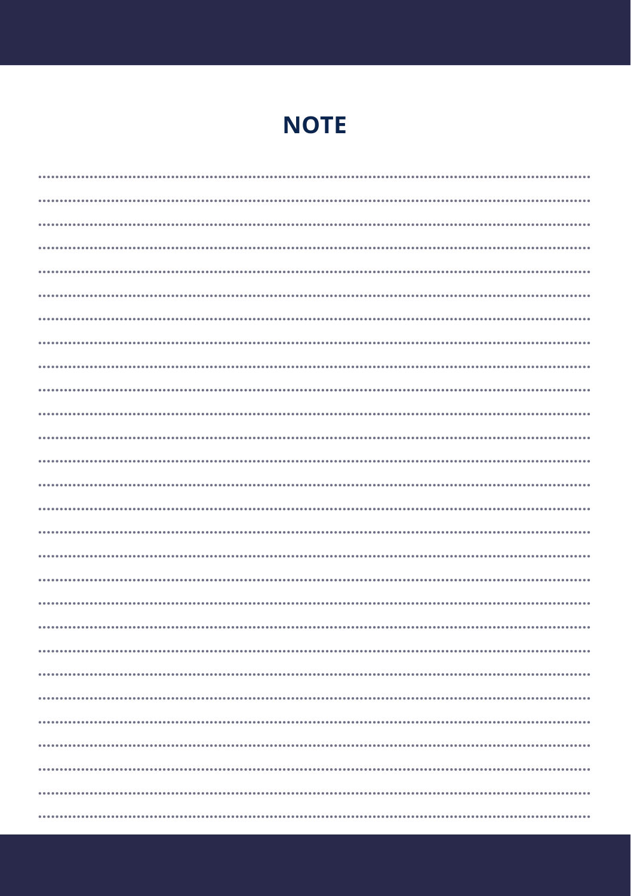# NOTE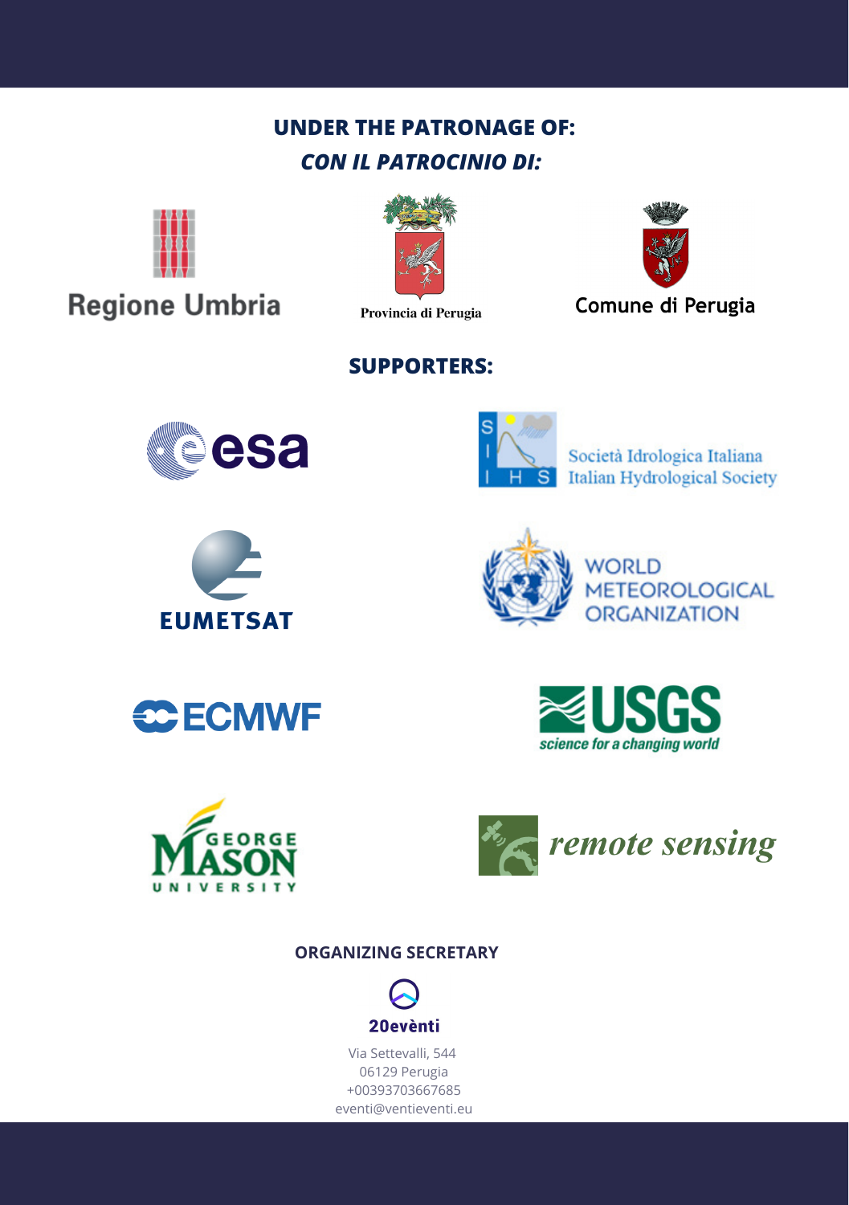## UNDER THE PATRONAGE OF:

## *CON IL PATROCINIO DI:*

Regione Umbria

Provincia di Perugia

Comune di Perugia

## SUPPORTERS:

esa

Società Idrologica Italiana
Italian Hydrological Society

EUMETSAT

WORLD METEOROLOGICAL ORGANIZATION

ECMWF

USGS
science for a changing world

GEORGE MASON UNIVERSITY

remote sensing

### ORGANIZING SECRETARY

20evènti

Via Settevalli, 544
06129 Perugia
+00393703667685
eventi@ventieventi.eu